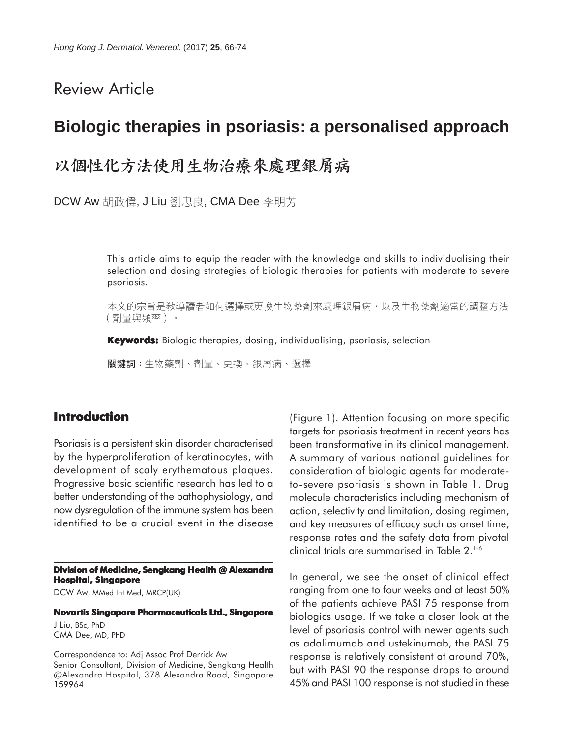Review Article

# Biologic therapies in psoriasis: a personalised approach

# 以個性化方法使用生物治療來處理銀屑病

DCW Aw 胡政偉, J Liu 劉忠良, CMA Dee 李明芳

This article aims to equip the reader with the knowledge and skills to individualising their selection and dosing strategies of biologic therapies for patients with moderate to severe psoriasis.

本文的宗旨是教導讀者如何選擇或更換生物藥劑來處理銀屑病，以及生物藥劑適當的調整方法（劑量與頻率）。

**Keywords:** Biologic therapies, dosing, individualising, psoriasis, selection

**關鍵詞**：生物藥劑、劑量、更換、銀屑病、選擇

## Introduction

Psoriasis is a persistent skin disorder characterised by the hyperproliferation of keratinocytes, with development of scaly erythematous plaques. Progressive basic scientific research has led to a better understanding of the pathophysiology, and now dysregulation of the immune system has been identified to be a crucial event in the disease (Figure 1). Attention focusing on more specific targets for psoriasis treatment in recent years has been transformative in its clinical management. A summary of various national guidelines for consideration of biologic agents for moderate-to-severe psoriasis is shown in Table 1. Drug molecule characteristics including mechanism of action, selectivity and limitation, dosing regimen, and key measures of efficacy such as onset time, response rates and the safety data from pivotal clinical trials are summarised in Table 2.[1-6]

In general, we see the onset of clinical effect ranging from one to four weeks and at least 50% of the patients achieve PASI 75 response from biologics usage. If we take a closer look at the level of psoriasis control with newer agents such as adalimumab and ustekinumab, the PASI 75 response is relatively consistent at around 70%, but with PASI 90 the response drops to around 45% and PASI 100 response is not studied in these

**Division of Medicine, Sengkang Health @ Alexandra Hospital, Singapore**

DCW Aw, MMed Int Med, MRCP(UK)

**Novartis Singapore Pharmaceuticals Ltd., Singapore**

J Liu, BSc, PhD
CMA Dee, MD, PhD

Correspondence to: Adj Assoc Prof Derrick Aw
Senior Consultant, Division of Medicine, Sengkang Health @Alexandra Hospital, 378 Alexandra Road, Singapore 159964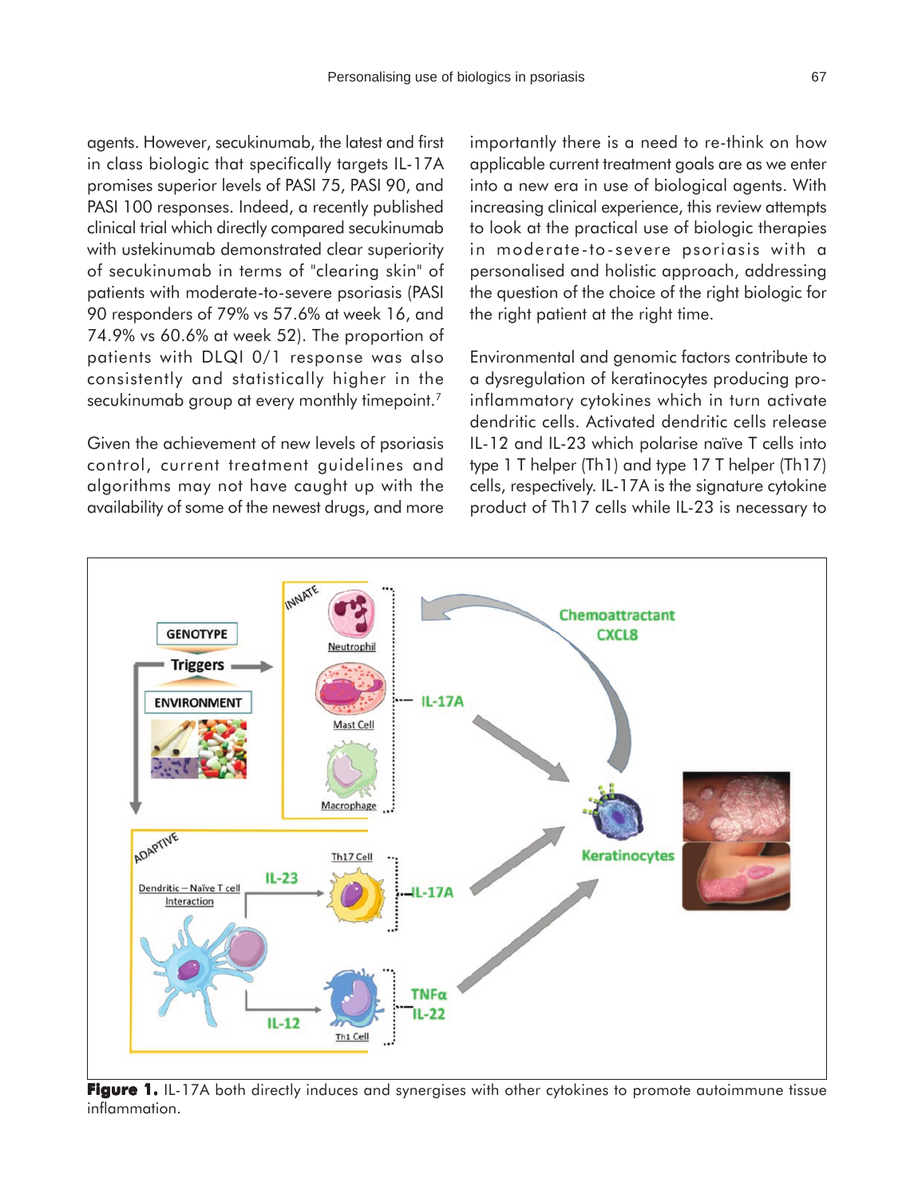agents. However, secukinumab, the latest and first in class biologic that specifically targets IL-17A promises superior levels of PASI 75, PASI 90, and PASI 100 responses. Indeed, a recently published clinical trial which directly compared secukinumab with ustekinumab demonstrated clear superiority of secukinumab in terms of "clearing skin" of patients with moderate-to-severe psoriasis (PASI 90 responders of 79% vs 57.6% at week 16, and 74.9% vs 60.6% at week 52). The proportion of patients with DLQI 0/1 response was also consistently and statistically higher in the secukinumab group at every monthly timepoint.[7]

Given the achievement of new levels of psoriasis control, current treatment guidelines and algorithms may not have caught up with the availability of some of the newest drugs, and more importantly there is a need to re-think on how applicable current treatment goals are as we enter into a new era in use of biological agents. With increasing clinical experience, this review attempts to look at the practical use of biologic therapies in moderate-to-severe psoriasis with a personalised and holistic approach, addressing the question of the choice of the right biologic for the right patient at the right time.

Environmental and genomic factors contribute to a dysregulation of keratinocytes producing pro-inflammatory cytokines which in turn activate dendritic cells. Activated dendritic cells release IL-12 and IL-23 which polarise naïve T cells into type 1 T helper (Th1) and type 17 T helper (Th17) cells, respectively. IL-17A is the signature cytokine product of Th17 cells while IL-23 is necessary to

**Figure 1.** IL-17A both directly induces and synergises with other cytokines to promote autoimmune tissue inflammation.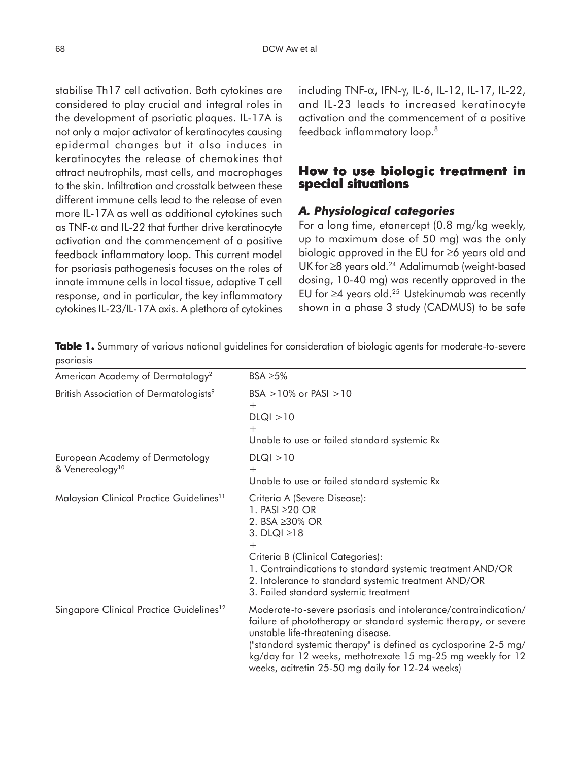stabilise Th17 cell activation. Both cytokines are considered to play crucial and integral roles in the development of psoriatic plaques. IL-17A is not only a major activator of keratinocytes causing epidermal changes but it also induces in keratinocytes the release of chemokines that attract neutrophils, mast cells, and macrophages to the skin. Infiltration and crosstalk between these different immune cells lead to the release of even more IL-17A as well as additional cytokines such as TNF-α and IL-22 that further drive keratinocyte activation and the commencement of a positive feedback inflammatory loop. This current model for psoriasis pathogenesis focuses on the roles of innate immune cells in local tissue, adaptive T cell response, and in particular, the key inflammatory cytokines IL-23/IL-17A axis. A plethora of cytokines including TNF-α, IFN-γ, IL-6, IL-12, IL-17, IL-22, and IL-23 leads to increased keratinocyte activation and the commencement of a positive feedback inflammatory loop.[8]

## How to use biologic treatment in special situations

### *A. Physiological categories*

For a long time, etanercept (0.8 mg/kg weekly, up to maximum dose of 50 mg) was the only biologic approved in the EU for ≥6 years old and UK for ≥8 years old.[24] Adalimumab (weight-based dosing, 10-40 mg) was recently approved in the EU for ≥4 years old.[25] Ustekinumab was recently shown in a phase 3 study (CADMUS) to be safe

**Table 1.** Summary of various national guidelines for consideration of biologic agents for moderate-to-severe psoriasis

| Guideline | Criteria |
|---|---|
| American Academy of Dermatology[2] | BSA ≥5% |
| British Association of Dermatologists[9] | BSA >10% or PASI >10<br>+<br>DLQI >10<br>+<br>Unable to use or failed standard systemic Rx |
| European Academy of Dermatology & Venereology[10] | DLQI >10<br>+<br>Unable to use or failed standard systemic Rx |
| Malaysian Clinical Practice Guidelines[11] | Criteria A (Severe Disease):<br>1. PASI ≥20 OR<br>2. BSA ≥30% OR<br>3. DLQI ≥18<br>+<br>Criteria B (Clinical Categories):<br>1. Contraindications to standard systemic treatment AND/OR<br>2. Intolerance to standard systemic treatment AND/OR<br>3. Failed standard systemic treatment |
| Singapore Clinical Practice Guidelines[12] | Moderate-to-severe psoriasis and intolerance/contraindication/failure of phototherapy or standard systemic therapy, or severe unstable life-threatening disease.<br>("standard systemic therapy" is defined as cyclosporine 2-5 mg/kg/day for 12 weeks, methotrexate 15 mg-25 mg weekly for 12 weeks, acitretin 25-50 mg daily for 12-24 weeks) |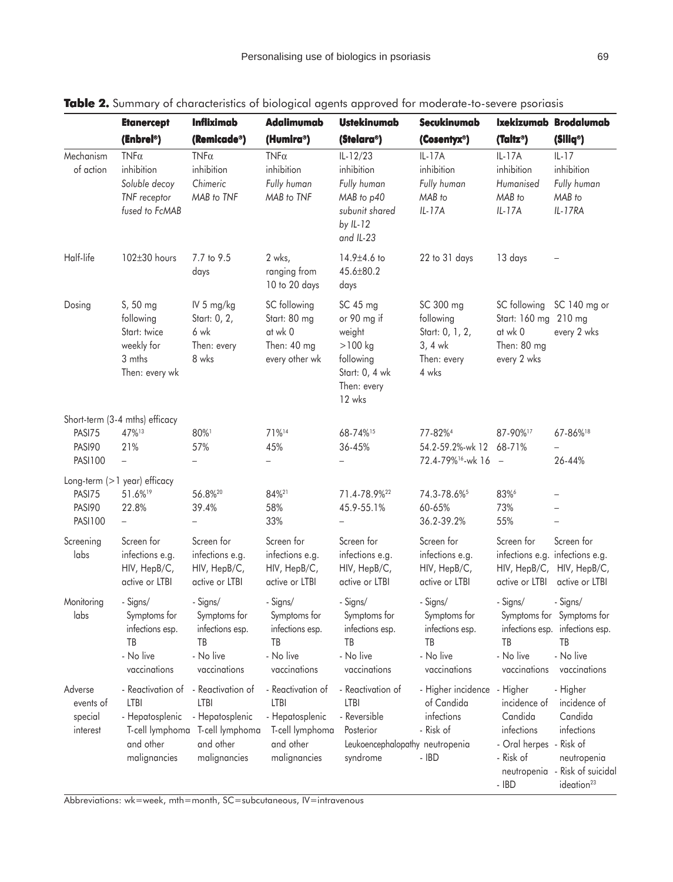**Table 2.** Summary of characteristics of biological agents approved for moderate-to-severe psoriasis

| | **Etanercept (Enbrel®)** | **Infliximab (Remicade®)** | **Adalimumab (Humira®)** | **Ustekinumab (Stelara®)** | **Secukinumab (Cosentyx®)** | **Ixekizumab (Taltz®)** | **Brodalumab (Siliq®)** |
|---|---|---|---|---|---|---|---|
| Mechanism of action | TNFα inhibition *Soluble decoy TNF receptor fused to FcMAB* | TNFα inhibition *Chimeric MAB to TNF* | TNFα inhibition *Fully human MAB to TNF* | IL-12/23 inhibition *Fully human MAB to p40 subunit shared by IL-12 and IL-23* | IL-17A inhibition *Fully human MAB to IL-17A* | IL-17A inhibition *Humanised MAB to IL-17A* | IL-17 inhibition *Fully human MAB to IL-17RA* |
| Half-life | 102±30 hours | 7.7 to 9.5 days | 2 wks, ranging from 10 to 20 days | 14.9±4.6 to 45.6±80.2 days | 22 to 31 days | 13 days | – |
| Dosing | S, 50 mg following Start: twice weekly for 3 mths Then: every wk | IV 5 mg/kg Start: 0, 2, 6 wk Then: every 8 wks | SC following Start: 80 mg at wk 0 Then: 40 mg every other wk | SC 45 mg or 90 mg if weight >100 kg following Start: 0, 4 wk Then: every 12 wks | SC 300 mg following Start: 0, 1, 2, 3, 4 wk Then: every 4 wks | SC following Start: 160 mg at wk 0 Then: 80 mg every 2 wks | SC 140 mg or 210 mg every 2 wks |
| Short-term (3-4 mths) efficacy | | | | | | | |
| PASI75 | 47%[13] | 80%[1] | 71%[14] | 68-74%[15] | 77-82%[4] | 87-90%[17] | 67-86%[18] |
| PASI90 | 21% | 57% | 45% | 36-45% | 54.2-59.2%-wk 12 | 68-71% | – |
| PASI100 | – | – | – | – | 72.4-79%[16]-wk 16 | – | 26-44% |
| Long-term (>1 year) efficacy | | | | | | | |
| PASI75 | 51.6%[19] | 56.8%[20] | 84%[21] | 71.4-78.9%[22] | 74.3-78.6%[5] | 83%[6] | – |
| PASI90 | 22.8% | 39.4% | 58% | 45.9-55.1% | 60-65% | 73% | – |
| PASI100 | – | – | 33% | – | 36.2-39.2% | 55% | – |
| Screening labs | Screen for infections e.g. HIV, HepB/C, active or LTBI | Screen for infections e.g. HIV, HepB/C, active or LTBI | Screen for infections e.g. HIV, HepB/C, active or LTBI | Screen for infections e.g. HIV, HepB/C, active or LTBI | Screen for infections e.g. HIV, HepB/C, active or LTBI | Screen for infections e.g. HIV, HepB/C, active or LTBI | Screen for infections e.g. HIV, HepB/C, active or LTBI |
| Monitoring labs | - Signs/ Symptoms for infections esp. TB - No live vaccinations | - Signs/ Symptoms for infections esp. TB - No live vaccinations | - Signs/ Symptoms for infections esp. TB - No live vaccinations | - Signs/ Symptoms for infections esp. TB - No live vaccinations | - Signs/ Symptoms for infections esp. TB - No live vaccinations | - Signs/ Symptoms for infections esp. TB - No live vaccinations | - Signs/ Symptoms for infections esp. TB - No live vaccinations |
| Adverse events of special interest | - Reactivation of LTBI - Hepatosplenic T-cell lymphoma and other malignancies | - Reactivation of LTBI - Hepatosplenic T-cell lymphoma and other malignancies | - Reactivation of LTBI - Hepatosplenic T-cell lymphoma and other malignancies | - Reactivation of LTBI - Reversible Posterior Leukoencephalopathy syndrome | - Higher incidence of Candida infections - Risk of neutropenia - IBD | - Higher incidence of Candida infections - Oral herpes - Risk of neutropenia - IBD | - Higher incidence of Candida infections - Risk of neutropenia - Risk of suicidal ideation[23] |

Abbreviations: wk=week, mth=month, SC=subcutaneous, IV=intravenous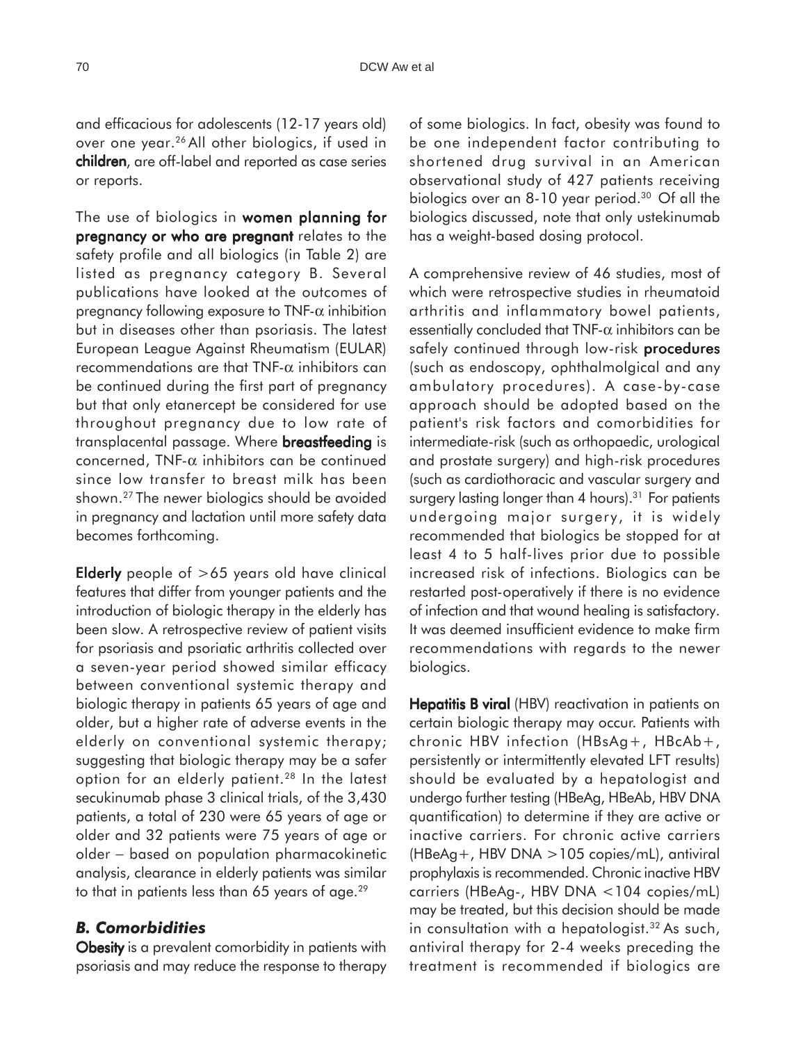and efficacious for adolescents (12-17 years old) over one year.[26] All other biologics, if used in **children**, are off-label and reported as case series or reports.

The use of biologics in **women planning for pregnancy or who are pregnant** relates to the safety profile and all biologics (in Table 2) are listed as pregnancy category B. Several publications have looked at the outcomes of pregnancy following exposure to TNF-α inhibition but in diseases other than psoriasis. The latest European League Against Rheumatism (EULAR) recommendations are that TNF-α inhibitors can be continued during the first part of pregnancy but that only etanercept be considered for use throughout pregnancy due to low rate of transplacental passage. Where **breastfeeding** is concerned, TNF-α inhibitors can be continued since low transfer to breast milk has been shown.[27] The newer biologics should be avoided in pregnancy and lactation until more safety data becomes forthcoming.

**Elderly** people of >65 years old have clinical features that differ from younger patients and the introduction of biologic therapy in the elderly has been slow. A retrospective review of patient visits for psoriasis and psoriatic arthritis collected over a seven-year period showed similar efficacy between conventional systemic therapy and biologic therapy in patients 65 years of age and older, but a higher rate of adverse events in the elderly on conventional systemic therapy; suggesting that biologic therapy may be a safer option for an elderly patient.[28] In the latest secukinumab phase 3 clinical trials, of the 3,430 patients, a total of 230 were 65 years of age or older and 32 patients were 75 years of age or older – based on population pharmacokinetic analysis, clearance in elderly patients was similar to that in patients less than 65 years of age.[29]

### *B. Comorbidities*

**Obesity** is a prevalent comorbidity in patients with psoriasis and may reduce the response to therapy of some biologics. In fact, obesity was found to be one independent factor contributing to shortened drug survival in an American observational study of 427 patients receiving biologics over an 8-10 year period.[30] Of all the biologics discussed, note that only ustekinumab has a weight-based dosing protocol.

A comprehensive review of 46 studies, most of which were retrospective studies in rheumatoid arthritis and inflammatory bowel patients, essentially concluded that TNF-α inhibitors can be safely continued through low-risk **procedures** (such as endoscopy, ophthalmolgical and any ambulatory procedures). A case-by-case approach should be adopted based on the patient's risk factors and comorbidities for intermediate-risk (such as orthopaedic, urological and prostate surgery) and high-risk procedures (such as cardiothoracic and vascular surgery and surgery lasting longer than 4 hours).[31] For patients undergoing major surgery, it is widely recommended that biologics be stopped for at least 4 to 5 half-lives prior due to possible increased risk of infections. Biologics can be restarted post-operatively if there is no evidence of infection and that wound healing is satisfactory. It was deemed insufficient evidence to make firm recommendations with regards to the newer biologics.

**Hepatitis B viral** (HBV) reactivation in patients on certain biologic therapy may occur. Patients with chronic HBV infection (HBsAg+, HBcAb+, persistently or intermittently elevated LFT results) should be evaluated by a hepatologist and undergo further testing (HBeAg, HBeAb, HBV DNA quantification) to determine if they are active or inactive carriers. For chronic active carriers (HBeAg+, HBV DNA >105 copies/mL), antiviral prophylaxis is recommended. Chronic inactive HBV carriers (HBeAg-, HBV DNA <104 copies/mL) may be treated, but this decision should be made in consultation with a hepatologist.[32] As such, antiviral therapy for 2-4 weeks preceding the treatment is recommended if biologics are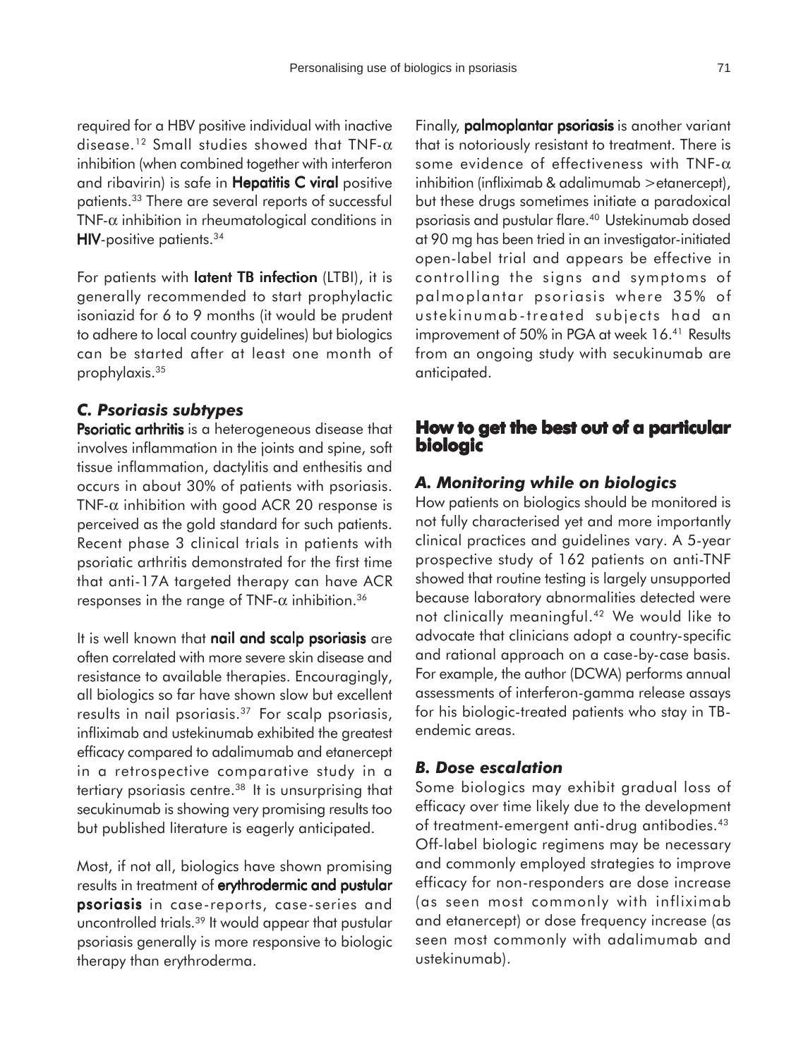required for a HBV positive individual with inactive disease.[12] Small studies showed that TNF-$\alpha$ inhibition (when combined together with interferon and ribavirin) is safe in **Hepatitis C viral** positive patients.[33] There are several reports of successful TNF-$\alpha$ inhibition in rheumatological conditions in **HIV**-positive patients.[34]

For patients with **latent TB infection** (LTBI), it is generally recommended to start prophylactic isoniazid for 6 to 9 months (it would be prudent to adhere to local country guidelines) but biologics can be started after at least one month of prophylaxis.[35]

### *C. Psoriasis subtypes*

**Psoriatic arthritis** is a heterogeneous disease that involves inflammation in the joints and spine, soft tissue inflammation, dactylitis and enthesitis and occurs in about 30% of patients with psoriasis. TNF-$\alpha$ inhibition with good ACR 20 response is perceived as the gold standard for such patients. Recent phase 3 clinical trials in patients with psoriatic arthritis demonstrated for the first time that anti-17A targeted therapy can have ACR responses in the range of TNF-$\alpha$ inhibition.[36]

It is well known that **nail and scalp psoriasis** are often correlated with more severe skin disease and resistance to available therapies. Encouragingly, all biologics so far have shown slow but excellent results in nail psoriasis.[37] For scalp psoriasis, infliximab and ustekinumab exhibited the greatest efficacy compared to adalimumab and etanercept in a retrospective comparative study in a tertiary psoriasis centre.[38] It is unsurprising that secukinumab is showing very promising results too but published literature is eagerly anticipated.

Most, if not all, biologics have shown promising results in treatment of **erythrodermic and pustular psoriasis** in case-reports, case-series and uncontrolled trials.[39] It would appear that pustular psoriasis generally is more responsive to biologic therapy than erythroderma.

Finally, **palmoplantar psoriasis** is another variant that is notoriously resistant to treatment. There is some evidence of effectiveness with TNF-$\alpha$ inhibition (infliximab & adalimumab >etanercept), but these drugs sometimes initiate a paradoxical psoriasis and pustular flare.[40] Ustekinumab dosed at 90 mg has been tried in an investigator-initiated open-label trial and appears be effective in controlling the signs and symptoms of palmoplantar psoriasis where 35% of ustekinumab-treated subjects had an improvement of 50% in PGA at week 16.[41] Results from an ongoing study with secukinumab are anticipated.

## How to get the best out of a particular biologic

### *A. Monitoring while on biologics*

How patients on biologics should be monitored is not fully characterised yet and more importantly clinical practices and guidelines vary. A 5-year prospective study of 162 patients on anti-TNF showed that routine testing is largely unsupported because laboratory abnormalities detected were not clinically meaningful.[42] We would like to advocate that clinicians adopt a country-specific and rational approach on a case-by-case basis. For example, the author (DCWA) performs annual assessments of interferon-gamma release assays for his biologic-treated patients who stay in TB-endemic areas.

### *B. Dose escalation*

Some biologics may exhibit gradual loss of efficacy over time likely due to the development of treatment-emergent anti-drug antibodies.[43] Off-label biologic regimens may be necessary and commonly employed strategies to improve efficacy for non-responders are dose increase (as seen most commonly with infliximab and etanercept) or dose frequency increase (as seen most commonly with adalimumab and ustekinumab).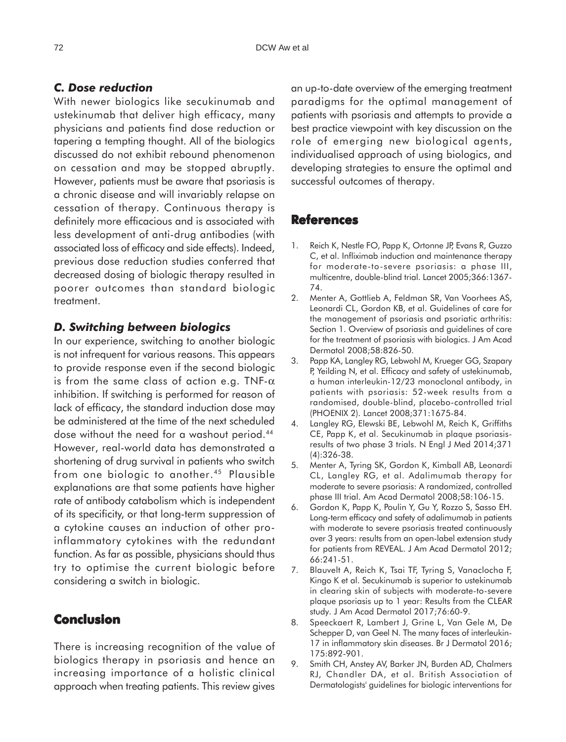### *C. Dose reduction*

With newer biologics like secukinumab and ustekinumab that deliver high efficacy, many physicians and patients find dose reduction or tapering a tempting thought. All of the biologics discussed do not exhibit rebound phenomenon on cessation and may be stopped abruptly. However, patients must be aware that psoriasis is a chronic disease and will invariably relapse on cessation of therapy. Continuous therapy is definitely more efficacious and is associated with less development of anti-drug antibodies (with associated loss of efficacy and side effects). Indeed, previous dose reduction studies conferred that decreased dosing of biologic therapy resulted in poorer outcomes than standard biologic treatment.

### *D. Switching between biologics*

In our experience, switching to another biologic is not infrequent for various reasons. This appears to provide response even if the second biologic is from the same class of action e.g. TNF-$\alpha$ inhibition. If switching is performed for reason of lack of efficacy, the standard induction dose may be administered at the time of the next scheduled dose without the need for a washout period.[44] However, real-world data has demonstrated a shortening of drug survival in patients who switch from one biologic to another.[45] Plausible explanations are that some patients have higher rate of antibody catabolism which is independent of its specificity, or that long-term suppression of a cytokine causes an induction of other pro-inflammatory cytokines with the redundant function. As far as possible, physicians should thus try to optimise the current biologic before considering a switch in biologic.

## Conclusion

There is increasing recognition of the value of biologics therapy in psoriasis and hence an increasing importance of a holistic clinical approach when treating patients. This review gives an up-to-date overview of the emerging treatment paradigms for the optimal management of patients with psoriasis and attempts to provide a best practice viewpoint with key discussion on the role of emerging new biological agents, individualised approach of using biologics, and developing strategies to ensure the optimal and successful outcomes of therapy.

## References

1. Reich K, Nestle FO, Papp K, Ortonne JP, Evans R, Guzzo C, et al. Infliximab induction and maintenance therapy for moderate-to-severe psoriasis: a phase III, multicentre, double-blind trial. Lancet 2005;366:1367-74.
2. Menter A, Gottlieb A, Feldman SR, Van Voorhees AS, Leonardi CL, Gordon KB, et al. Guidelines of care for the management of psoriasis and psoriatic arthritis: Section 1. Overview of psoriasis and guidelines of care for the treatment of psoriasis with biologics. J Am Acad Dermatol 2008;58:826-50.
3. Papp KA, Langley RG, Lebwohl M, Krueger GG, Szapary P, Yeilding N, et al. Efficacy and safety of ustekinumab, a human interleukin-12/23 monoclonal antibody, in patients with psoriasis: 52-week results from a randomised, double-blind, placebo-controlled trial (PHOENIX 2). Lancet 2008;371:1675-84.
4. Langley RG, Elewski BE, Lebwohl M, Reich K, Griffiths CE, Papp K, et al. Secukinumab in plaque psoriasis-results of two phase 3 trials. N Engl J Med 2014;371 (4):326-38.
5. Menter A, Tyring SK, Gordon K, Kimball AB, Leonardi CL, Langley RG, et al. Adalimumab therapy for moderate to severe psoriasis: A randomized, controlled phase III trial. Am Acad Dermatol 2008;58:106-15.
6. Gordon K, Papp K, Poulin Y, Gu Y, Rozzo S, Sasso EH. Long-term efficacy and safety of adalimumab in patients with moderate to severe psoriasis treated continuously over 3 years: results from an open-label extension study for patients from REVEAL. J Am Acad Dermatol 2012; 66:241-51.
7. Blauvelt A, Reich K, Tsai TF, Tyring S, Vanaclocha F, Kingo K et al. Secukinumab is superior to ustekinumab in clearing skin of subjects with moderate-to-severe plaque psoriasis up to 1 year: Results from the CLEAR study. J Am Acad Dermatol 2017;76:60-9.
8. Speeckaert R, Lambert J, Grine L, Van Gele M, De Schepper D, van Geel N. The many faces of interleukin-17 in inflammatory skin diseases. Br J Dermatol 2016; 175:892-901.
9. Smith CH, Anstey AV, Barker JN, Burden AD, Chalmers RJ, Chandler DA, et al. British Association of Dermatologists' guidelines for biologic interventions for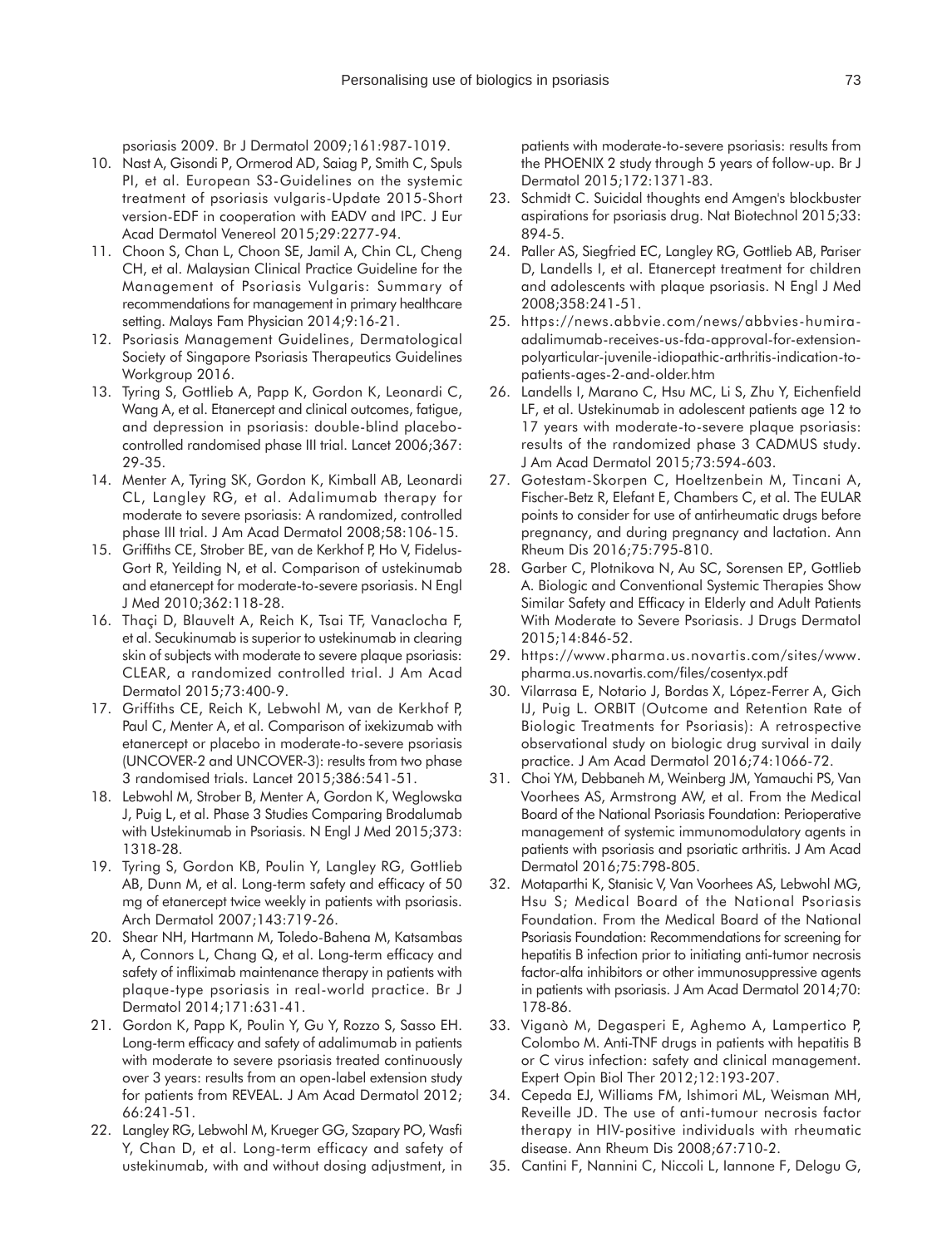psoriasis 2009. Br J Dermatol 2009;161:987-1019.

10. Nast A, Gisondi P, Ormerod AD, Saiag P, Smith C, Spuls PI, et al. European S3-Guidelines on the systemic treatment of psoriasis vulgaris-Update 2015-Short version-EDF in cooperation with EADV and IPC. J Eur Acad Dermatol Venereol 2015;29:2277-94.
11. Choon S, Chan L, Choon SE, Jamil A, Chin CL, Cheng CH, et al. Malaysian Clinical Practice Guideline for the Management of Psoriasis Vulgaris: Summary of recommendations for management in primary healthcare setting. Malays Fam Physician 2014;9:16-21.
12. Psoriasis Management Guidelines, Dermatological Society of Singapore Psoriasis Therapeutics Guidelines Workgroup 2016.
13. Tyring S, Gottlieb A, Papp K, Gordon K, Leonardi C, Wang A, et al. Etanercept and clinical outcomes, fatigue, and depression in psoriasis: double-blind placebo-controlled randomised phase III trial. Lancet 2006;367:29-35.
14. Menter A, Tyring SK, Gordon K, Kimball AB, Leonardi CL, Langley RG, et al. Adalimumab therapy for moderate to severe psoriasis: A randomized, controlled phase III trial. J Am Acad Dermatol 2008;58:106-15.
15. Griffiths CE, Strober BE, van de Kerkhof P, Ho V, Fidelus-Gort R, Yeilding N, et al. Comparison of ustekinumab and etanercept for moderate-to-severe psoriasis. N Engl J Med 2010;362:118-28.
16. Thaçi D, Blauvelt A, Reich K, Tsai TF, Vanaclocha F, et al. Secukinumab is superior to ustekinumab in clearing skin of subjects with moderate to severe plaque psoriasis: CLEAR, a randomized controlled trial. J Am Acad Dermatol 2015;73:400-9.
17. Griffiths CE, Reich K, Lebwohl M, van de Kerkhof P, Paul C, Menter A, et al. Comparison of ixekizumab with etanercept or placebo in moderate-to-severe psoriasis (UNCOVER-2 and UNCOVER-3): results from two phase 3 randomised trials. Lancet 2015;386:541-51.
18. Lebwohl M, Strober B, Menter A, Gordon K, Weglowska J, Puig L, et al. Phase 3 Studies Comparing Brodalumab with Ustekinumab in Psoriasis. N Engl J Med 2015;373:1318-28.
19. Tyring S, Gordon KB, Poulin Y, Langley RG, Gottlieb AB, Dunn M, et al. Long-term safety and efficacy of 50 mg of etanercept twice weekly in patients with psoriasis. Arch Dermatol 2007;143:719-26.
20. Shear NH, Hartmann M, Toledo-Bahena M, Katsambas A, Connors L, Chang Q, et al. Long-term efficacy and safety of infliximab maintenance therapy in patients with plaque-type psoriasis in real-world practice. Br J Dermatol 2014;171:631-41.
21. Gordon K, Papp K, Poulin Y, Gu Y, Rozzo S, Sasso EH. Long-term efficacy and safety of adalimumab in patients with moderate to severe psoriasis treated continuously over 3 years: results from an open-label extension study for patients from REVEAL. J Am Acad Dermatol 2012;66:241-51.
22. Langley RG, Lebwohl M, Krueger GG, Szapary PO, Wasfi Y, Chan D, et al. Long-term efficacy and safety of ustekinumab, with and without dosing adjustment, in patients with moderate-to-severe psoriasis: results from the PHOENIX 2 study through 5 years of follow-up. Br J Dermatol 2015;172:1371-83.
23. Schmidt C. Suicidal thoughts end Amgen's blockbuster aspirations for psoriasis drug. Nat Biotechnol 2015;33:894-5.
24. Paller AS, Siegfried EC, Langley RG, Gottlieb AB, Pariser D, Landells I, et al. Etanercept treatment for children and adolescents with plaque psoriasis. N Engl J Med 2008;358:241-51.
25. https://news.abbvie.com/news/abbvies-humira-adalimumab-receives-us-fda-approval-for-extension-polyarticular-juvenile-idiopathic-arthritis-indication-to-patients-ages-2-and-older.htm
26. Landells I, Marano C, Hsu MC, Li S, Zhu Y, Eichenfield LF, et al. Ustekinumab in adolescent patients age 12 to 17 years with moderate-to-severe plaque psoriasis: results of the randomized phase 3 CADMUS study. J Am Acad Dermatol 2015;73:594-603.
27. Gotestam-Skorpen C, Hoeltzenbein M, Tincani A, Fischer-Betz R, Elefant E, Chambers C, et al. The EULAR points to consider for use of antirheumatic drugs before pregnancy, and during pregnancy and lactation. Ann Rheum Dis 2016;75:795-810.
28. Garber C, Plotnikova N, Au SC, Sorensen EP, Gottlieb A. Biologic and Conventional Systemic Therapies Show Similar Safety and Efficacy in Elderly and Adult Patients With Moderate to Severe Psoriasis. J Drugs Dermatol 2015;14:846-52.
29. https://www.pharma.us.novartis.com/sites/www.pharma.us.novartis.com/files/cosentyx.pdf
30. Vilarrasa E, Notario J, Bordas X, López-Ferrer A, Gich IJ, Puig L. ORBIT (Outcome and Retention Rate of Biologic Treatments for Psoriasis): A retrospective observational study on biologic drug survival in daily practice. J Am Acad Dermatol 2016;74:1066-72.
31. Choi YM, Debbaneh M, Weinberg JM, Yamauchi PS, Van Voorhees AS, Armstrong AW, et al. From the Medical Board of the National Psoriasis Foundation: Perioperative management of systemic immunomodulatory agents in patients with psoriasis and psoriatic arthritis. J Am Acad Dermatol 2016;75:798-805.
32. Motaparthi K, Stanisic V, Van Voorhees AS, Lebwohl MG, Hsu S; Medical Board of the National Psoriasis Foundation. From the Medical Board of the National Psoriasis Foundation: Recommendations for screening for hepatitis B infection prior to initiating anti-tumor necrosis factor-alfa inhibitors or other immunosuppressive agents in patients with psoriasis. J Am Acad Dermatol 2014;70:178-86.
33. Viganò M, Degasperi E, Aghemo A, Lampertico P, Colombo M. Anti-TNF drugs in patients with hepatitis B or C virus infection: safety and clinical management. Expert Opin Biol Ther 2012;12:193-207.
34. Cepeda EJ, Williams FM, Ishimori ML, Weisman MH, Reveille JD. The use of anti-tumour necrosis factor therapy in HIV-positive individuals with rheumatic disease. Ann Rheum Dis 2008;67:710-2.
35. Cantini F, Nannini C, Niccoli L, Iannone F, Delogu G,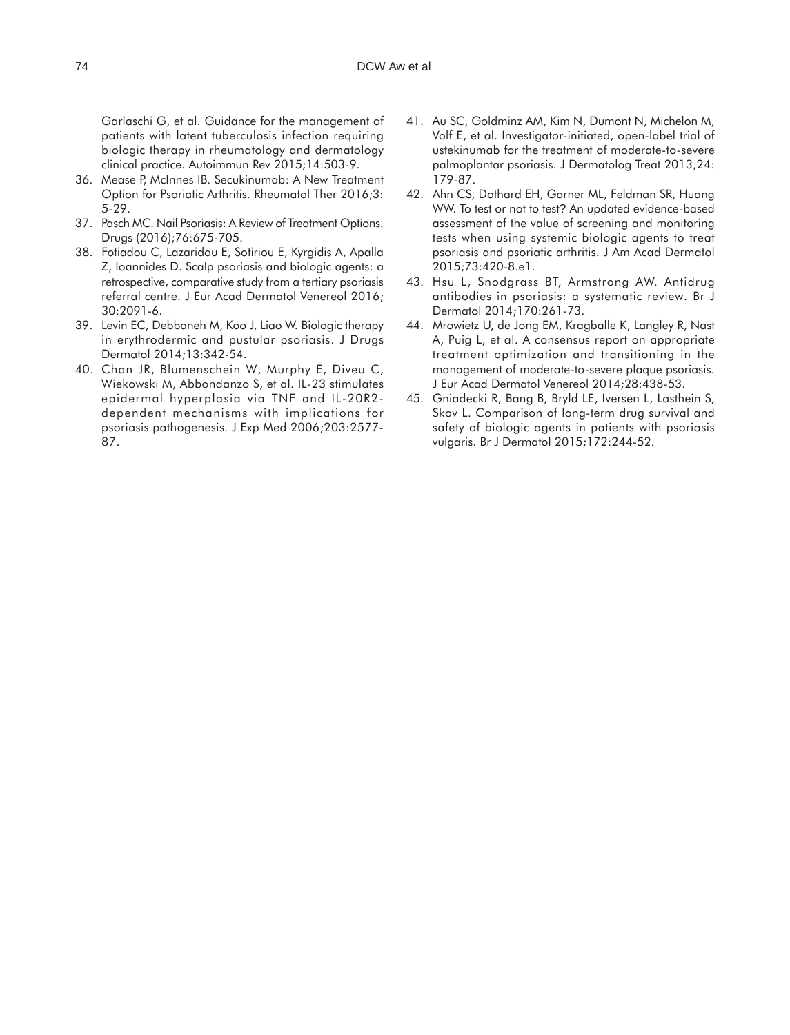Garlaschi G, et al. Guidance for the management of patients with latent tuberculosis infection requiring biologic therapy in rheumatology and dermatology clinical practice. Autoimmun Rev 2015;14:503-9.

36. Mease P, McInnes IB. Secukinumab: A New Treatment Option for Psoriatic Arthritis. Rheumatol Ther 2016;3: 5-29.
37. Pasch MC. Nail Psoriasis: A Review of Treatment Options. Drugs (2016);76:675-705.
38. Fotiadou C, Lazaridou E, Sotiriou E, Kyrgidis A, Apalla Z, Ioannides D. Scalp psoriasis and biologic agents: a retrospective, comparative study from a tertiary psoriasis referral centre. J Eur Acad Dermatol Venereol 2016; 30:2091-6.
39. Levin EC, Debbaneh M, Koo J, Liao W. Biologic therapy in erythrodermic and pustular psoriasis. J Drugs Dermatol 2014;13:342-54.
40. Chan JR, Blumenschein W, Murphy E, Diveu C, Wiekowski M, Abbondanzo S, et al. IL-23 stimulates epidermal hyperplasia via TNF and IL-20R2-dependent mechanisms with implications for psoriasis pathogenesis. J Exp Med 2006;203:2577-87.
41. Au SC, Goldminz AM, Kim N, Dumont N, Michelon M, Volf E, et al. Investigator-initiated, open-label trial of ustekinumab for the treatment of moderate-to-severe palmoplantar psoriasis. J Dermatolog Treat 2013;24: 179-87.
42. Ahn CS, Dothard EH, Garner ML, Feldman SR, Huang WW. To test or not to test? An updated evidence-based assessment of the value of screening and monitoring tests when using systemic biologic agents to treat psoriasis and psoriatic arthritis. J Am Acad Dermatol 2015;73:420-8.e1.
43. Hsu L, Snodgrass BT, Armstrong AW. Antidrug antibodies in psoriasis: a systematic review. Br J Dermatol 2014;170:261-73.
44. Mrowietz U, de Jong EM, Kragballe K, Langley R, Nast A, Puig L, et al. A consensus report on appropriate treatment optimization and transitioning in the management of moderate-to-severe plaque psoriasis. J Eur Acad Dermatol Venereol 2014;28:438-53.
45. Gniadecki R, Bang B, Bryld LE, Iversen L, Lasthein S, Skov L. Comparison of long-term drug survival and safety of biologic agents in patients with psoriasis vulgaris. Br J Dermatol 2015;172:244-52.